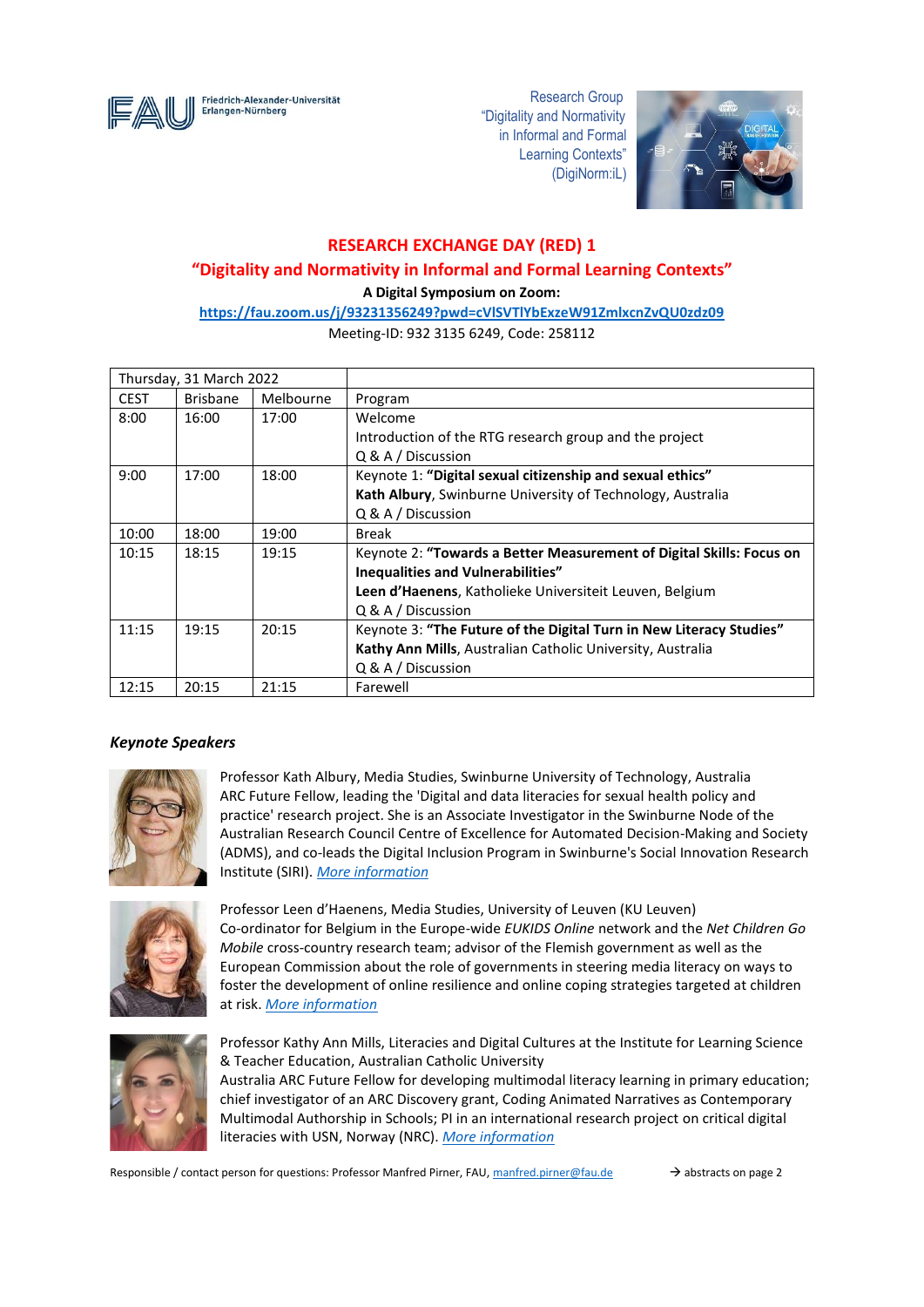Friedrich-Alexander-Universität Erlangen-Nürnberg

Research Group
“Digitality and Normativity in Informal and Formal Learning Contexts”
(DigiNorm:iL)

# RESEARCH EXCHANGE DAY (RED) 1

## “Digitality and Normativity in Informal and Formal Learning Contexts”

**A Digital Symposium on Zoom:**

**https://fau.zoom.us/j/93231356249?pwd=cVlSVTlYbExzeW91ZmlxcnZvQU0zdz09**

Meeting-ID: 932 3135 6249, Code: 258112

| Thursday, 31 March 2022 | | | |
|---|---|---|---|
| CEST | Brisbane | Melbourne | Program |
| 8:00 | 16:00 | 17:00 | Welcome<br>Introduction of the RTG research group and the project<br>Q & A / Discussion |
| 9:00 | 17:00 | 18:00 | Keynote 1: **“Digital sexual citizenship and sexual ethics”**<br>**Kath Albury**, Swinburne University of Technology, Australia<br>Q & A / Discussion |
| 10:00 | 18:00 | 19:00 | Break |
| 10:15 | 18:15 | 19:15 | Keynote 2: **“Towards a Better Measurement of Digital Skills: Focus on Inequalities and Vulnerabilities”**<br>**Leen d’Haenens**, Katholieke Universiteit Leuven, Belgium<br>Q & A / Discussion |
| 11:15 | 19:15 | 20:15 | Keynote 3: **“The Future of the Digital Turn in New Literacy Studies”**<br>**Kathy Ann Mills**, Australian Catholic University, Australia<br>Q & A / Discussion |
| 12:15 | 20:15 | 21:15 | Farewell |

### *Keynote Speakers*

Professor Kath Albury, Media Studies, Swinburne University of Technology, Australia
ARC Future Fellow, leading the 'Digital and data literacies for sexual health policy and practice' research project. She is an Associate Investigator in the Swinburne Node of the Australian Research Council Centre of Excellence for Automated Decision-Making and Society (ADMS), and co-leads the Digital Inclusion Program in Swinburne's Social Innovation Research Institute (SIRI). *More information*

Professor Leen d’Haenens, Media Studies, University of Leuven (KU Leuven)
Co-ordinator for Belgium in the Europe-wide *EUKIDS Online* network and the *Net Children Go Mobile* cross-country research team; advisor of the Flemish government as well as the European Commission about the role of governments in steering media literacy on ways to foster the development of online resilience and online coping strategies targeted at children at risk. *More information*

Professor Kathy Ann Mills, Literacies and Digital Cultures at the Institute for Learning Science & Teacher Education, Australian Catholic University
Australia ARC Future Fellow for developing multimodal literacy learning in primary education; chief investigator of an ARC Discovery grant, Coding Animated Narratives as Contemporary Multimodal Authorship in Schools; PI in an international research project on critical digital literacies with USN, Norway (NRC). *More information*

Responsible / contact person for questions: Professor Manfred Pirner, FAU, manfred.pirner@fau.de

→ abstracts on page 2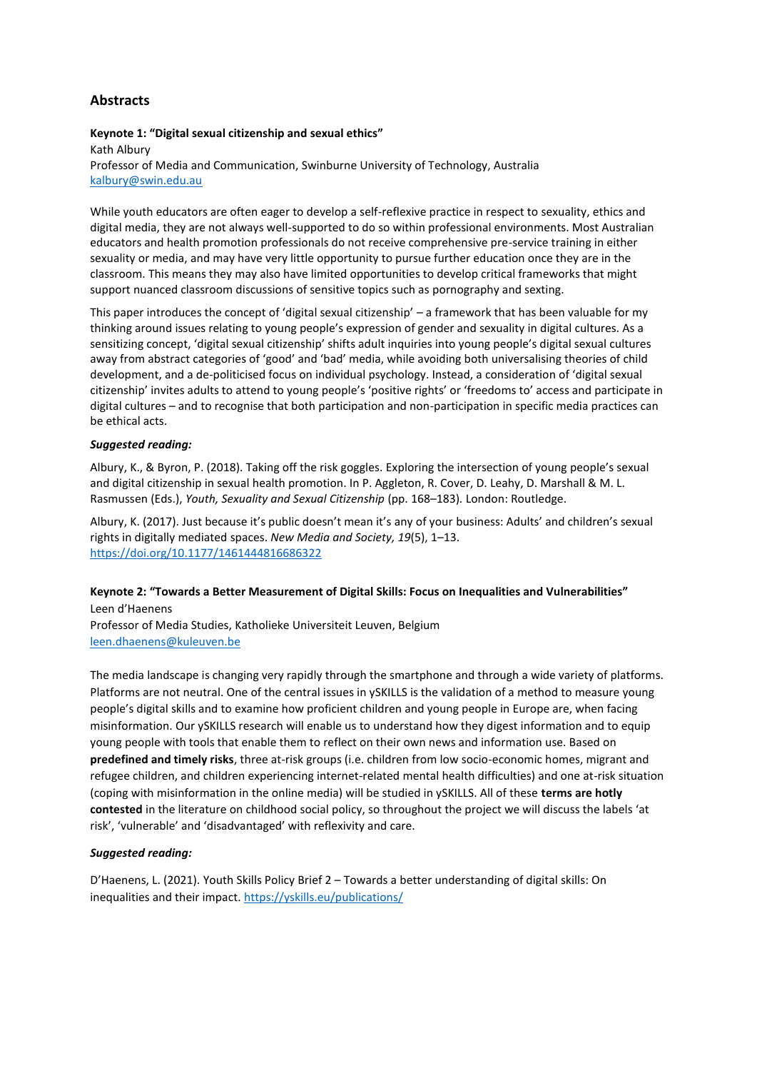## Abstracts

**Keynote 1: "Digital sexual citizenship and sexual ethics"**
Kath Albury
Professor of Media and Communication, Swinburne University of Technology, Australia
kalbury@swin.edu.au

While youth educators are often eager to develop a self-reflexive practice in respect to sexuality, ethics and digital media, they are not always well-supported to do so within professional environments. Most Australian educators and health promotion professionals do not receive comprehensive pre-service training in either sexuality or media, and may have very little opportunity to pursue further education once they are in the classroom. This means they may also have limited opportunities to develop critical frameworks that might support nuanced classroom discussions of sensitive topics such as pornography and sexting.

This paper introduces the concept of 'digital sexual citizenship' – a framework that has been valuable for my thinking around issues relating to young people's expression of gender and sexuality in digital cultures. As a sensitizing concept, 'digital sexual citizenship' shifts adult inquiries into young people's digital sexual cultures away from abstract categories of 'good' and 'bad' media, while avoiding both universalising theories of child development, and a de-politicised focus on individual psychology. Instead, a consideration of 'digital sexual citizenship' invites adults to attend to young people's 'positive rights' or 'freedoms to' access and participate in digital cultures – and to recognise that both participation and non-participation in specific media practices can be ethical acts.

***Suggested reading:***

Albury, K., & Byron, P. (2018). Taking off the risk goggles. Exploring the intersection of young people's sexual and digital citizenship in sexual health promotion. In P. Aggleton, R. Cover, D. Leahy, D. Marshall & M. L. Rasmussen (Eds.), *Youth, Sexuality and Sexual Citizenship* (pp. 168–183). London: Routledge.

Albury, K. (2017). Just because it's public doesn't mean it's any of your business: Adults' and children's sexual rights in digitally mediated spaces. *New Media and Society, 19*(5), 1–13. https://doi.org/10.1177/1461444816686322

**Keynote 2: "Towards a Better Measurement of Digital Skills: Focus on Inequalities and Vulnerabilities"**
Leen d'Haenens
Professor of Media Studies, Katholieke Universiteit Leuven, Belgium
leen.dhaenens@kuleuven.be

The media landscape is changing very rapidly through the smartphone and through a wide variety of platforms. Platforms are not neutral. One of the central issues in ySKILLS is the validation of a method to measure young people's digital skills and to examine how proficient children and young people in Europe are, when facing misinformation. Our ySKILLS research will enable us to understand how they digest information and to equip young people with tools that enable them to reflect on their own news and information use. Based on **predefined and timely risks**, three at-risk groups (i.e. children from low socio-economic homes, migrant and refugee children, and children experiencing internet-related mental health difficulties) and one at-risk situation (coping with misinformation in the online media) will be studied in ySKILLS. All of these **terms are hotly contested** in the literature on childhood social policy, so throughout the project we will discuss the labels 'at risk', 'vulnerable' and 'disadvantaged' with reflexivity and care.

***Suggested reading:***

D'Haenens, L. (2021). Youth Skills Policy Brief 2 – Towards a better understanding of digital skills: On inequalities and their impact. https://yskills.eu/publications/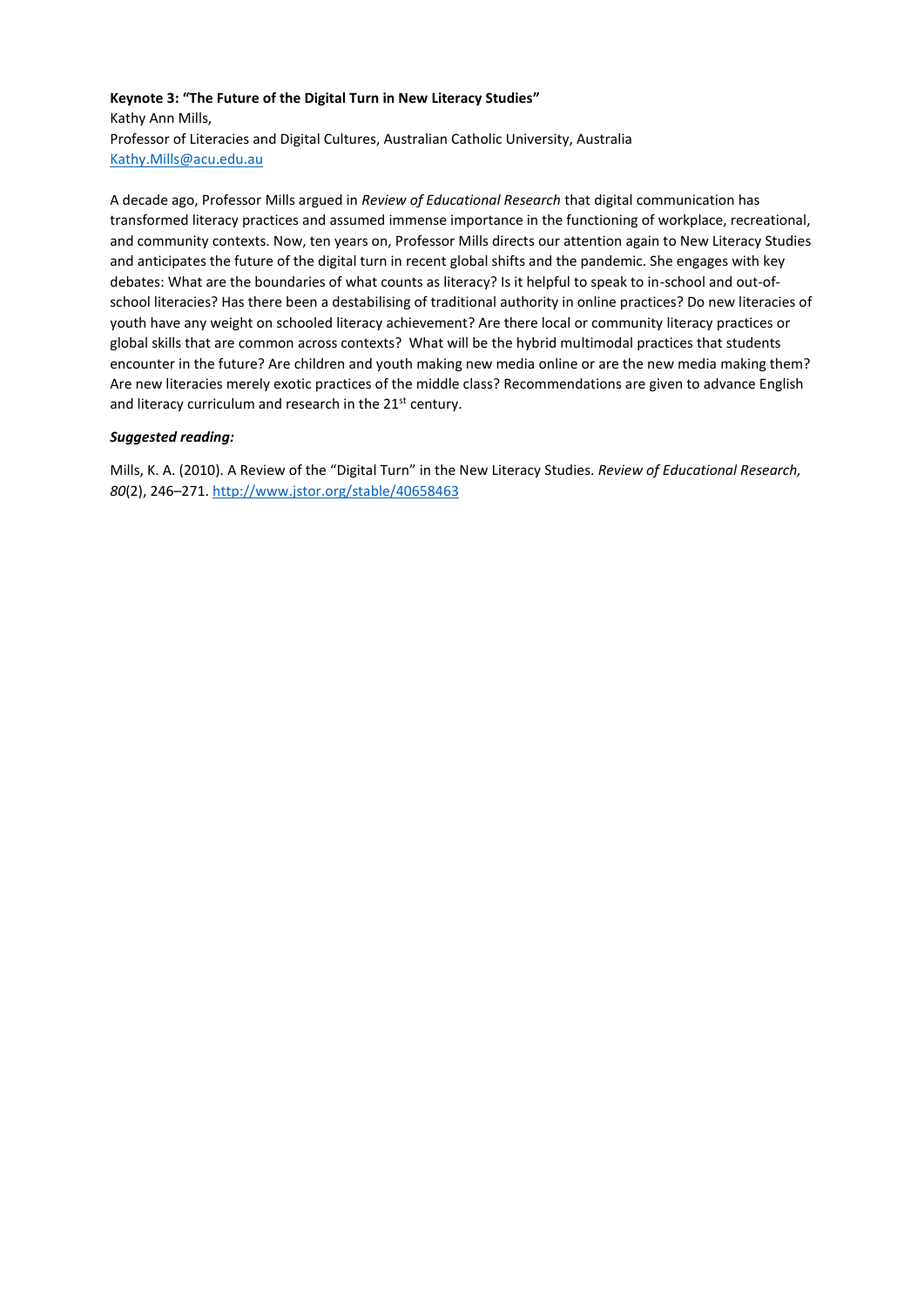**Keynote 3: "The Future of the Digital Turn in New Literacy Studies"**
Kathy Ann Mills,
Professor of Literacies and Digital Cultures, Australian Catholic University, Australia
Kathy.Mills@acu.edu.au

A decade ago, Professor Mills argued in *Review of Educational Research* that digital communication has transformed literacy practices and assumed immense importance in the functioning of workplace, recreational, and community contexts. Now, ten years on, Professor Mills directs our attention again to New Literacy Studies and anticipates the future of the digital turn in recent global shifts and the pandemic. She engages with key debates: What are the boundaries of what counts as literacy? Is it helpful to speak to in-school and out-of-school literacies? Has there been a destabilising of traditional authority in online practices? Do new literacies of youth have any weight on schooled literacy achievement? Are there local or community literacy practices or global skills that are common across contexts? What will be the hybrid multimodal practices that students encounter in the future? Are children and youth making new media online or are the new media making them? Are new literacies merely exotic practices of the middle class? Recommendations are given to advance English and literacy curriculum and research in the 21st century.

***Suggested reading:***

Mills, K. A. (2010). A Review of the "Digital Turn" in the New Literacy Studies. *Review of Educational Research, 80*(2), 246–271. http://www.jstor.org/stable/40658463